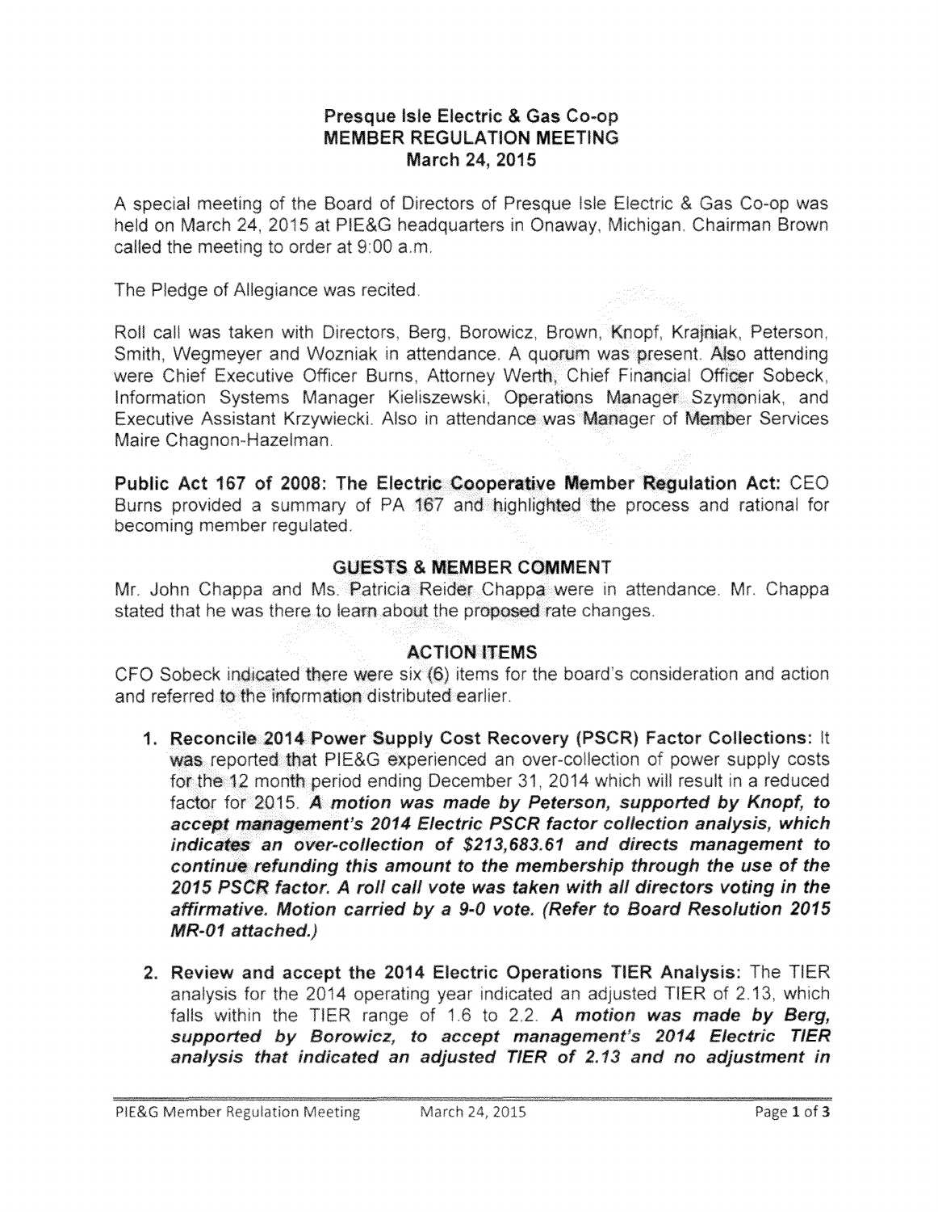# Presque Isle Electric & Gas Co-op
## MEMBER REGULATION MEETING
### March 24, 2015

A special meeting of the Board of Directors of Presque Isle Electric & Gas Co-op was held on March 24, 2015 at PIE&G headquarters in Onaway, Michigan. Chairman Brown called the meeting to order at 9:00 a.m.

The Pledge of Allegiance was recited.

Roll call was taken with Directors, Berg, Borowicz, Brown, Knopf, Krajniak, Peterson, Smith, Wegmeyer and Wozniak in attendance. A quorum was present. Also attending were Chief Executive Officer Burns, Attorney Werth, Chief Financial Officer Sobeck, Information Systems Manager Kieliszewski, Operations Manager Szymoniak, and Executive Assistant Krzywiecki. Also in attendance was Manager of Member Services Maire Chagnon-Hazelman.

**Public Act 167 of 2008: The Electric Cooperative Member Regulation Act:** CEO Burns provided a summary of PA 167 and highlighted the process and rational for becoming member regulated.

## GUESTS & MEMBER COMMENT

Mr. John Chappa and Ms. Patricia Reider Chappa were in attendance. Mr. Chappa stated that he was there to learn about the proposed rate changes.

## ACTION ITEMS

CFO Sobeck indicated there were six (6) items for the board's consideration and action and referred to the information distributed earlier.

1. **Reconcile 2014 Power Supply Cost Recovery (PSCR) Factor Collections:** It was reported that PIE&G experienced an over-collection of power supply costs for the 12 month period ending December 31, 2014 which will result in a reduced factor for 2015. ***A motion was made by Peterson, supported by Knopf, to accept management's 2014 Electric PSCR factor collection analysis, which indicates an over-collection of $213,683.61 and directs management to continue refunding this amount to the membership through the use of the 2015 PSCR factor. A roll call vote was taken with all directors voting in the affirmative. Motion carried by a 9-0 vote. (Refer to Board Resolution 2015 MR-01 attached.)***

2. **Review and accept the 2014 Electric Operations TIER Analysis:** The TIER analysis for the 2014 operating year indicated an adjusted TIER of 2.13, which falls within the TIER range of 1.6 to 2.2. ***A motion was made by Berg, supported by Borowicz, to accept management's 2014 Electric TIER analysis that indicated an adjusted TIER of 2.13 and no adjustment in***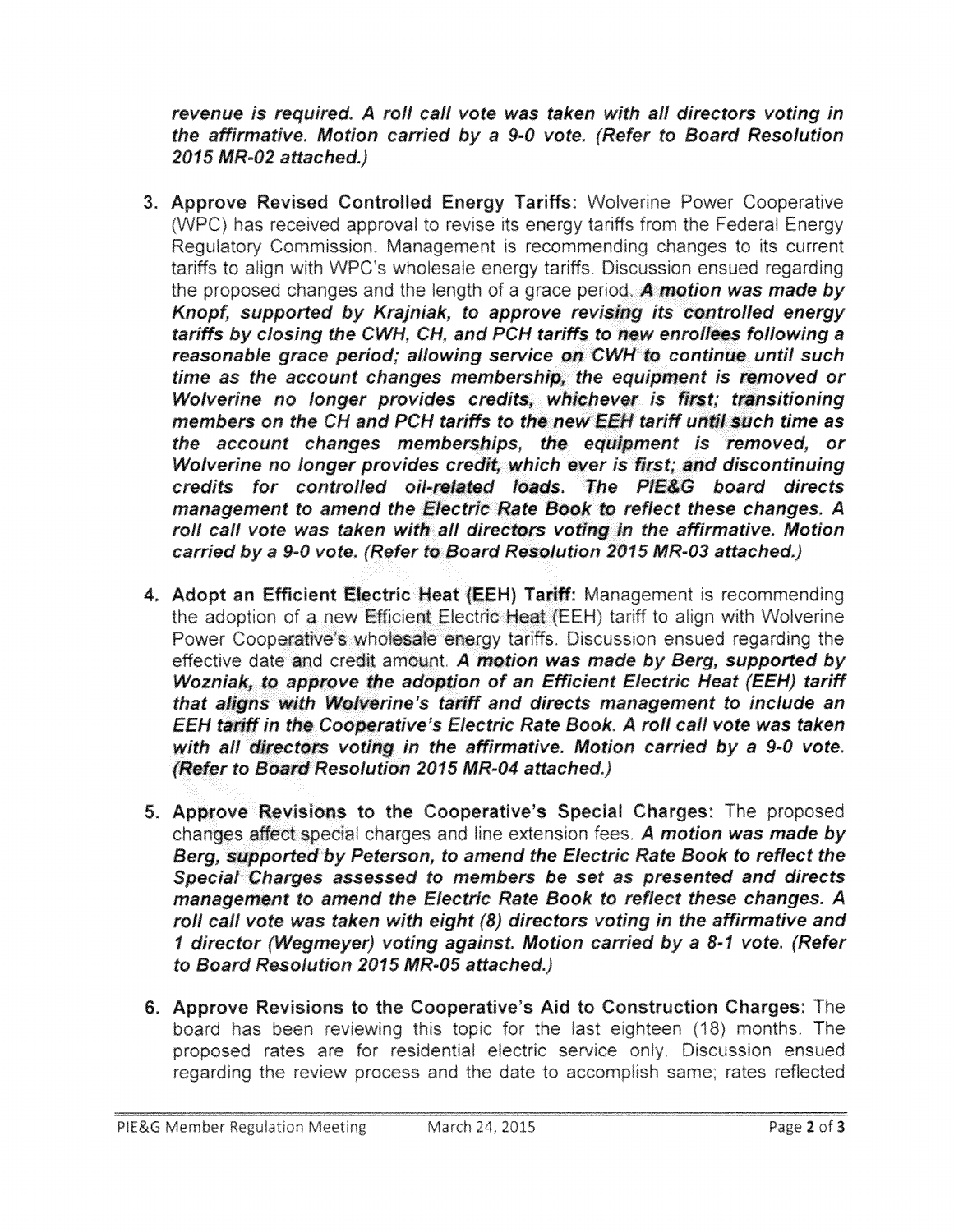***revenue is required. A roll call vote was taken with all directors voting in the affirmative. Motion carried by a 9-0 vote. (Refer to Board Resolution 2015 MR-02 attached.)***

3. **Approve Revised Controlled Energy Tariffs:** Wolverine Power Cooperative (WPC) has received approval to revise its energy tariffs from the Federal Energy Regulatory Commission. Management is recommending changes to its current tariffs to align with WPC's wholesale energy tariffs. Discussion ensued regarding the proposed changes and the length of a grace period. ***A motion was made by Knopf, supported by Krajniak, to approve revising its controlled energy tariffs by closing the CWH, CH, and PCH tariffs to new enrollees following a reasonable grace period; allowing service on CWH to continue until such time as the account changes membership, the equipment is removed or Wolverine no longer provides credits, whichever is first; transitioning members on the CH and PCH tariffs to the new EEH tariff until such time as the account changes memberships, the equipment is removed, or Wolverine no longer provides credit, which ever is first; and discontinuing credits for controlled oil-related loads. The PIE&G board directs management to amend the Electric Rate Book to reflect these changes. A roll call vote was taken with all directors voting in the affirmative. Motion carried by a 9-0 vote. (Refer to Board Resolution 2015 MR-03 attached.)***

4. **Adopt an Efficient Electric Heat (EEH) Tariff:** Management is recommending the adoption of a new Efficient Electric Heat (EEH) tariff to align with Wolverine Power Cooperative's wholesale energy tariffs. Discussion ensued regarding the effective date and credit amount. ***A motion was made by Berg, supported by Wozniak, to approve the adoption of an Efficient Electric Heat (EEH) tariff that aligns with Wolverine's tariff and directs management to include an EEH tariff in the Cooperative's Electric Rate Book. A roll call vote was taken with all directors voting in the affirmative. Motion carried by a 9-0 vote. (Refer to Board Resolution 2015 MR-04 attached.)***

5. **Approve Revisions to the Cooperative's Special Charges:** The proposed changes affect special charges and line extension fees. ***A motion was made by Berg, supported by Peterson, to amend the Electric Rate Book to reflect the Special Charges assessed to members be set as presented and directs management to amend the Electric Rate Book to reflect these changes. A roll call vote was taken with eight (8) directors voting in the affirmative and 1 director (Wegmeyer) voting against. Motion carried by a 8-1 vote. (Refer to Board Resolution 2015 MR-05 attached.)***

6. **Approve Revisions to the Cooperative's Aid to Construction Charges:** The board has been reviewing this topic for the last eighteen (18) months. The proposed rates are for residential electric service only. Discussion ensued regarding the review process and the date to accomplish same; rates reflected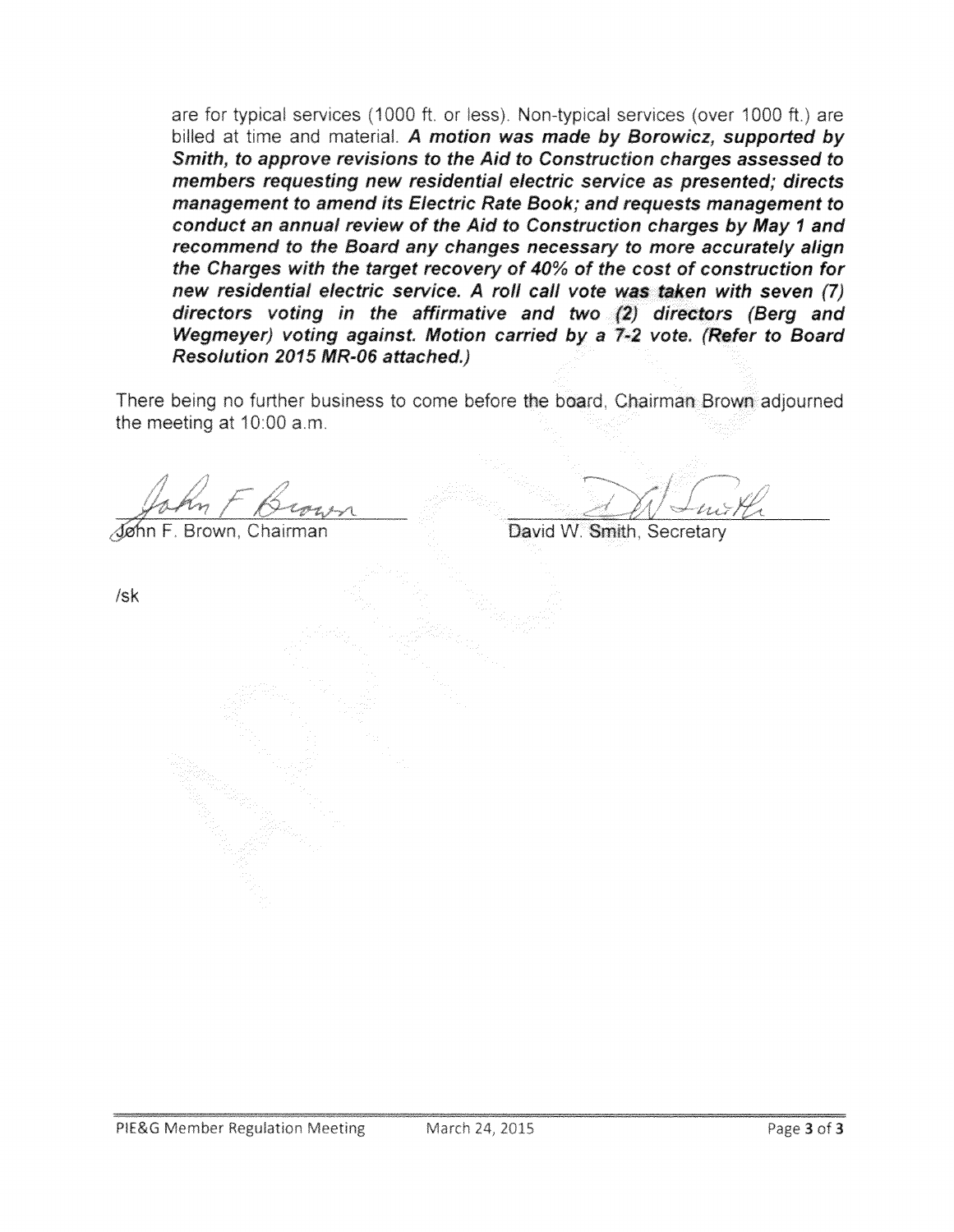are for typical services (1000 ft. or less). Non-typical services (over 1000 ft.) are billed at time and material. ***A motion was made by Borowicz, supported by Smith, to approve revisions to the Aid to Construction charges assessed to members requesting new residential electric service as presented; directs management to amend its Electric Rate Book; and requests management to conduct an annual review of the Aid to Construction charges by May 1 and recommend to the Board any changes necessary to more accurately align the Charges with the target recovery of 40% of the cost of construction for new residential electric service. A roll call vote was taken with seven (7) directors voting in the affirmative and two (2) directors (Berg and Wegmeyer) voting against. Motion carried by a 7-2 vote. (Refer to Board Resolution 2015 MR-06 attached.)***

There being no further business to come before the board, Chairman Brown adjourned the meeting at 10:00 a.m.

John F. Brown, Chairman

David W. Smith, Secretary

/sk